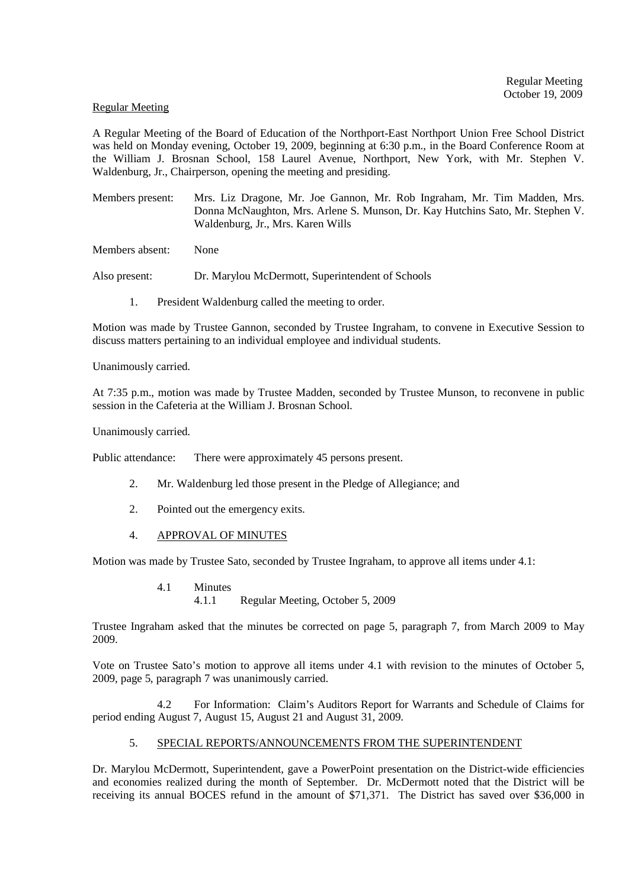Regular Meeting
October 19, 2009

Regular Meeting

A Regular Meeting of the Board of Education of the Northport-East Northport Union Free School District was held on Monday evening, October 19, 2009, beginning at 6:30 p.m., in the Board Conference Room at the William J. Brosnan School, 158 Laurel Avenue, Northport, New York, with Mr. Stephen V. Waldenburg, Jr., Chairperson, opening the meeting and presiding.

Members present: Mrs. Liz Dragone, Mr. Joe Gannon, Mr. Rob Ingraham, Mr. Tim Madden, Mrs. Donna McNaughton, Mrs. Arlene S. Munson, Dr. Kay Hutchins Sato, Mr. Stephen V. Waldenburg, Jr., Mrs. Karen Wills

Members absent: None

Also present: Dr. Marylou McDermott, Superintendent of Schools

1. President Waldenburg called the meeting to order.

Motion was made by Trustee Gannon, seconded by Trustee Ingraham, to convene in Executive Session to discuss matters pertaining to an individual employee and individual students.

Unanimously carried.

At 7:35 p.m., motion was made by Trustee Madden, seconded by Trustee Munson, to reconvene in public session in the Cafeteria at the William J. Brosnan School.

Unanimously carried.

Public attendance: There were approximately 45 persons present.

2. Mr. Waldenburg led those present in the Pledge of Allegiance; and

2. Pointed out the emergency exits.

4. APPROVAL OF MINUTES

Motion was made by Trustee Sato, seconded by Trustee Ingraham, to approve all items under 4.1:

4.1 Minutes
  4.1.1 Regular Meeting, October 5, 2009

Trustee Ingraham asked that the minutes be corrected on page 5, paragraph 7, from March 2009 to May 2009.

Vote on Trustee Sato's motion to approve all items under 4.1 with revision to the minutes of October 5, 2009, page 5, paragraph 7 was unanimously carried.

4.2 For Information: Claim's Auditors Report for Warrants and Schedule of Claims for period ending August 7, August 15, August 21 and August 31, 2009.

5. SPECIAL REPORTS/ANNOUNCEMENTS FROM THE SUPERINTENDENT

Dr. Marylou McDermott, Superintendent, gave a PowerPoint presentation on the District-wide efficiencies and economies realized during the month of September. Dr. McDermott noted that the District will be receiving its annual BOCES refund in the amount of $71,371. The District has saved over $36,000 in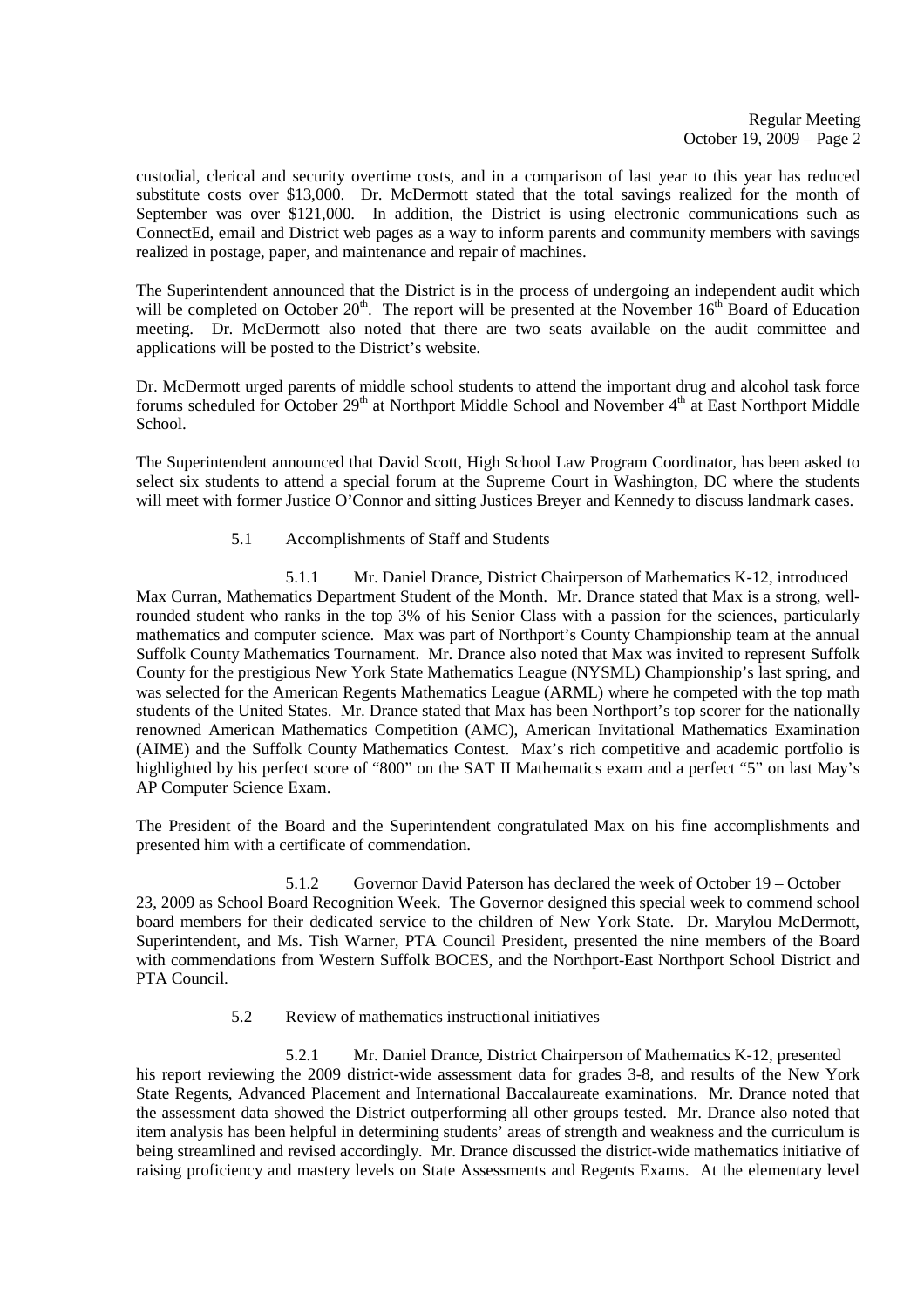custodial, clerical and security overtime costs, and in a comparison of last year to this year has reduced substitute costs over $13,000. Dr. McDermott stated that the total savings realized for the month of September was over $121,000. In addition, the District is using electronic communications such as ConnectEd, email and District web pages as a way to inform parents and community members with savings realized in postage, paper, and maintenance and repair of machines.

The Superintendent announced that the District is in the process of undergoing an independent audit which will be completed on October 20th. The report will be presented at the November 16th Board of Education meeting. Dr. McDermott also noted that there are two seats available on the audit committee and applications will be posted to the District's website.

Dr. McDermott urged parents of middle school students to attend the important drug and alcohol task force forums scheduled for October 29th at Northport Middle School and November 4th at East Northport Middle School.

The Superintendent announced that David Scott, High School Law Program Coordinator, has been asked to select six students to attend a special forum at the Supreme Court in Washington, DC where the students will meet with former Justice O'Connor and sitting Justices Breyer and Kennedy to discuss landmark cases.

5.1 Accomplishments of Staff and Students

5.1.1 Mr. Daniel Drance, District Chairperson of Mathematics K-12, introduced Max Curran, Mathematics Department Student of the Month. Mr. Drance stated that Max is a strong, well-rounded student who ranks in the top 3% of his Senior Class with a passion for the sciences, particularly mathematics and computer science. Max was part of Northport's County Championship team at the annual Suffolk County Mathematics Tournament. Mr. Drance also noted that Max was invited to represent Suffolk County for the prestigious New York State Mathematics League (NYSML) Championship's last spring, and was selected for the American Regents Mathematics League (ARML) where he competed with the top math students of the United States. Mr. Drance stated that Max has been Northport's top scorer for the nationally renowned American Mathematics Competition (AMC), American Invitational Mathematics Examination (AIME) and the Suffolk County Mathematics Contest. Max's rich competitive and academic portfolio is highlighted by his perfect score of "800" on the SAT II Mathematics exam and a perfect "5" on last May's AP Computer Science Exam.

The President of the Board and the Superintendent congratulated Max on his fine accomplishments and presented him with a certificate of commendation.

5.1.2 Governor David Paterson has declared the week of October 19 – October 23, 2009 as School Board Recognition Week. The Governor designed this special week to commend school board members for their dedicated service to the children of New York State. Dr. Marylou McDermott, Superintendent, and Ms. Tish Warner, PTA Council President, presented the nine members of the Board with commendations from Western Suffolk BOCES, and the Northport-East Northport School District and PTA Council.

5.2 Review of mathematics instructional initiatives

5.2.1 Mr. Daniel Drance, District Chairperson of Mathematics K-12, presented his report reviewing the 2009 district-wide assessment data for grades 3-8, and results of the New York State Regents, Advanced Placement and International Baccalaureate examinations. Mr. Drance noted that the assessment data showed the District outperforming all other groups tested. Mr. Drance also noted that item analysis has been helpful in determining students' areas of strength and weakness and the curriculum is being streamlined and revised accordingly. Mr. Drance discussed the district-wide mathematics initiative of raising proficiency and mastery levels on State Assessments and Regents Exams. At the elementary level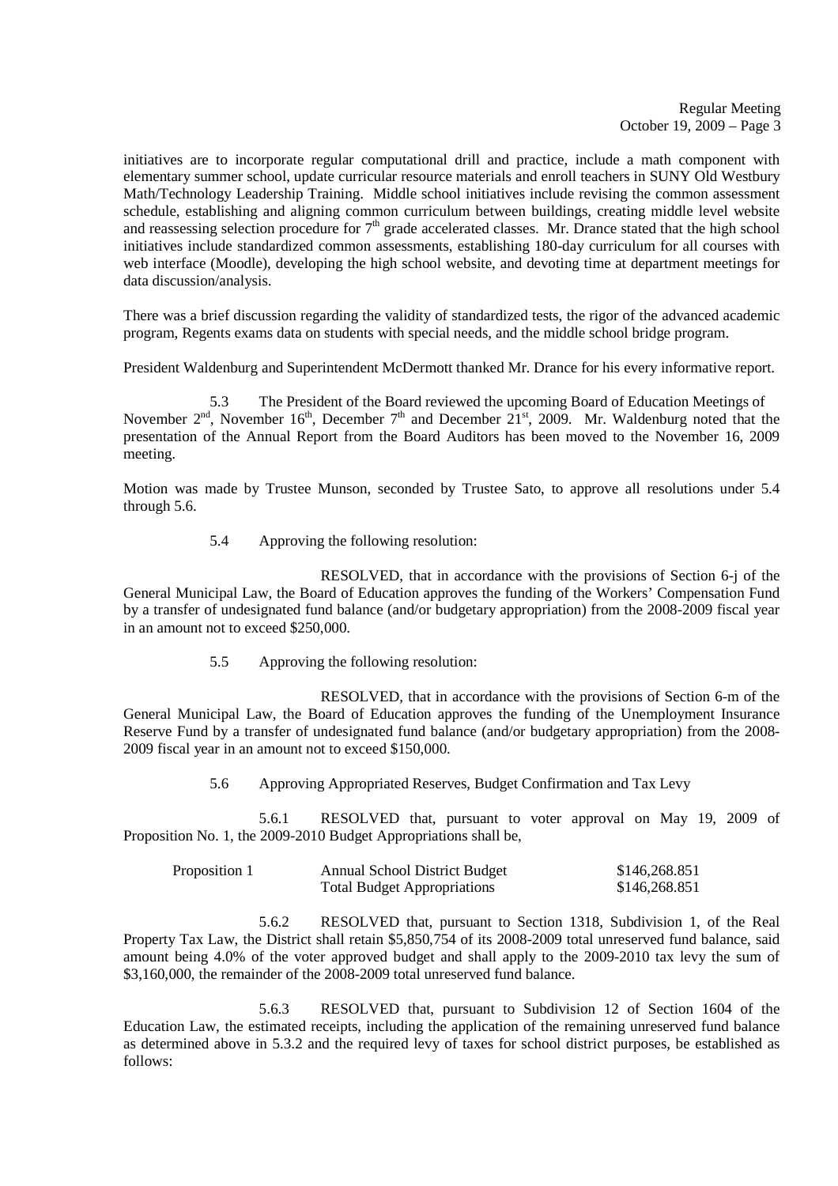initiatives are to incorporate regular computational drill and practice, include a math component with elementary summer school, update curricular resource materials and enroll teachers in SUNY Old Westbury Math/Technology Leadership Training. Middle school initiatives include revising the common assessment schedule, establishing and aligning common curriculum between buildings, creating middle level website and reassessing selection procedure for 7th grade accelerated classes. Mr. Drance stated that the high school initiatives include standardized common assessments, establishing 180-day curriculum for all courses with web interface (Moodle), developing the high school website, and devoting time at department meetings for data discussion/analysis.

There was a brief discussion regarding the validity of standardized tests, the rigor of the advanced academic program, Regents exams data on students with special needs, and the middle school bridge program.

President Waldenburg and Superintendent McDermott thanked Mr. Drance for his every informative report.

5.3 The President of the Board reviewed the upcoming Board of Education Meetings of November 2nd, November 16th, December 7th and December 21st, 2009. Mr. Waldenburg noted that the presentation of the Annual Report from the Board Auditors has been moved to the November 16, 2009 meeting.

Motion was made by Trustee Munson, seconded by Trustee Sato, to approve all resolutions under 5.4 through 5.6.

5.4 Approving the following resolution:

RESOLVED, that in accordance with the provisions of Section 6-j of the General Municipal Law, the Board of Education approves the funding of the Workers' Compensation Fund by a transfer of undesignated fund balance (and/or budgetary appropriation) from the 2008-2009 fiscal year in an amount not to exceed $250,000.

5.5 Approving the following resolution:

RESOLVED, that in accordance with the provisions of Section 6-m of the General Municipal Law, the Board of Education approves the funding of the Unemployment Insurance Reserve Fund by a transfer of undesignated fund balance (and/or budgetary appropriation) from the 2008-2009 fiscal year in an amount not to exceed $150,000.

5.6 Approving Appropriated Reserves, Budget Confirmation and Tax Levy

5.6.1 RESOLVED that, pursuant to voter approval on May 19, 2009 of Proposition No. 1, the 2009-2010 Budget Appropriations shall be,

| | | |
|---|---|---|
| Proposition 1 | Annual School District Budget | $146,268.851 |
| | Total Budget Appropriations | $146,268.851 |

5.6.2 RESOLVED that, pursuant to Section 1318, Subdivision 1, of the Real Property Tax Law, the District shall retain $5,850,754 of its 2008-2009 total unreserved fund balance, said amount being 4.0% of the voter approved budget and shall apply to the 2009-2010 tax levy the sum of $3,160,000, the remainder of the 2008-2009 total unreserved fund balance.

5.6.3 RESOLVED that, pursuant to Subdivision 12 of Section 1604 of the Education Law, the estimated receipts, including the application of the remaining unreserved fund balance as determined above in 5.3.2 and the required levy of taxes for school district purposes, be established as follows: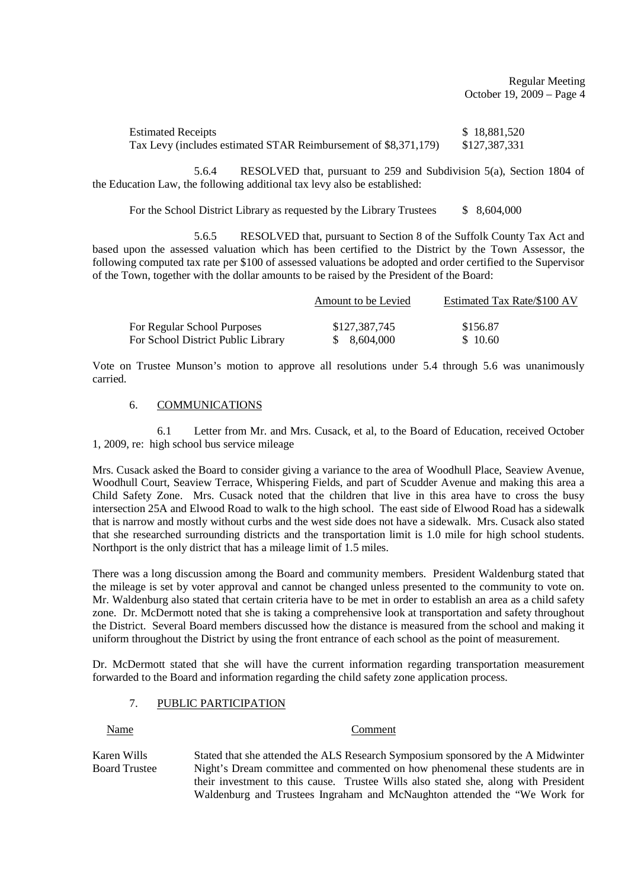| | |
|---|---|
| Estimated Receipts | $ 18,881,520 |
| Tax Levy (includes estimated STAR Reimbursement of $8,371,179) | $127,387,331 |

5.6.4 RESOLVED that, pursuant to 259 and Subdivision 5(a), Section 1804 of the Education Law, the following additional tax levy also be established:

For the School District Library as requested by the Library Trustees $ 8,604,000

5.6.5 RESOLVED that, pursuant to Section 8 of the Suffolk County Tax Act and based upon the assessed valuation which has been certified to the District by the Town Assessor, the following computed tax rate per $100 of assessed valuations be adopted and order certified to the Supervisor of the Town, together with the dollar amounts to be raised by the President of the Board:

| | Amount to be Levied | Estimated Tax Rate/$100 AV |
|---|---|---|
| For Regular School Purposes | $127,387,745 | $156.87 |
| For School District Public Library | $ 8,604,000 | $ 10.60 |

Vote on Trustee Munson's motion to approve all resolutions under 5.4 through 5.6 was unanimously carried.

6. COMMUNICATIONS

6.1 Letter from Mr. and Mrs. Cusack, et al, to the Board of Education, received October 1, 2009, re: high school bus service mileage

Mrs. Cusack asked the Board to consider giving a variance to the area of Woodhull Place, Seaview Avenue, Woodhull Court, Seaview Terrace, Whispering Fields, and part of Scudder Avenue and making this area a Child Safety Zone. Mrs. Cusack noted that the children that live in this area have to cross the busy intersection 25A and Elwood Road to walk to the high school. The east side of Elwood Road has a sidewalk that is narrow and mostly without curbs and the west side does not have a sidewalk. Mrs. Cusack also stated that she researched surrounding districts and the transportation limit is 1.0 mile for high school students. Northport is the only district that has a mileage limit of 1.5 miles.

There was a long discussion among the Board and community members. President Waldenburg stated that the mileage is set by voter approval and cannot be changed unless presented to the community to vote on. Mr. Waldenburg also stated that certain criteria have to be met in order to establish an area as a child safety zone. Dr. McDermott noted that she is taking a comprehensive look at transportation and safety throughout the District. Several Board members discussed how the distance is measured from the school and making it uniform throughout the District by using the front entrance of each school as the point of measurement.

Dr. McDermott stated that she will have the current information regarding transportation measurement forwarded to the Board and information regarding the child safety zone application process.

7. PUBLIC PARTICIPATION

| Name | Comment |
|---|---|
| Karen Wills<br>Board Trustee | Stated that she attended the ALS Research Symposium sponsored by the A Midwinter Night's Dream committee and commented on how phenomenal these students are in their investment to this cause. Trustee Wills also stated she, along with President Waldenburg and Trustees Ingraham and McNaughton attended the "We Work for |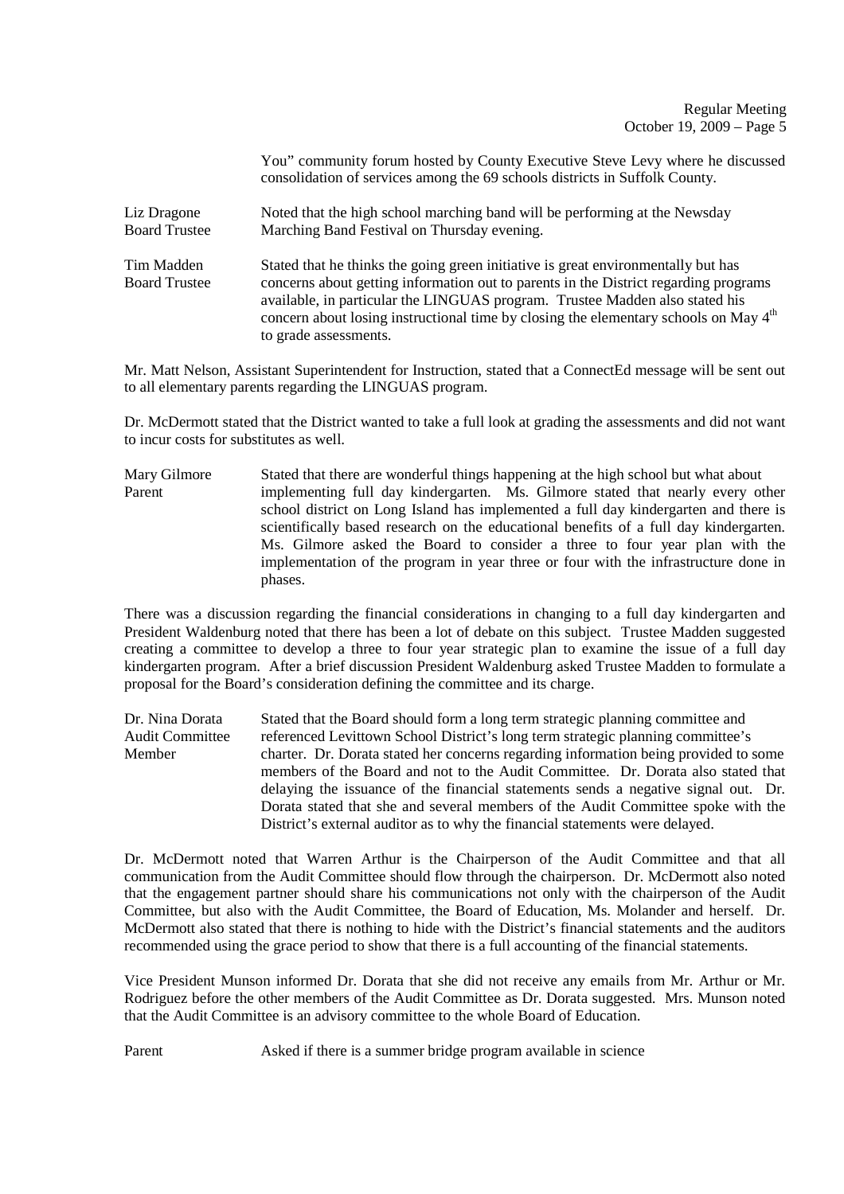You" community forum hosted by County Executive Steve Levy where he discussed consolidation of services among the 69 schools districts in Suffolk County.

**Liz Dragone, Board Trustee** — Noted that the high school marching band will be performing at the Newsday Marching Band Festival on Thursday evening.

**Tim Madden, Board Trustee** — Stated that he thinks the going green initiative is great environmentally but has concerns about getting information out to parents in the District regarding programs available, in particular the LINGUAS program. Trustee Madden also stated his concern about losing instructional time by closing the elementary schools on May 4th to grade assessments.

Mr. Matt Nelson, Assistant Superintendent for Instruction, stated that a ConnectEd message will be sent out to all elementary parents regarding the LINGUAS program.

Dr. McDermott stated that the District wanted to take a full look at grading the assessments and did not want to incur costs for substitutes as well.

**Mary Gilmore, Parent** — Stated that there are wonderful things happening at the high school but what about implementing full day kindergarten. Ms. Gilmore stated that nearly every other school district on Long Island has implemented a full day kindergarten and there is scientifically based research on the educational benefits of a full day kindergarten. Ms. Gilmore asked the Board to consider a three to four year plan with the implementation of the program in year three or four with the infrastructure done in phases.

There was a discussion regarding the financial considerations in changing to a full day kindergarten and President Waldenburg noted that there has been a lot of debate on this subject. Trustee Madden suggested creating a committee to develop a three to four year strategic plan to examine the issue of a full day kindergarten program. After a brief discussion President Waldenburg asked Trustee Madden to formulate a proposal for the Board's consideration defining the committee and its charge.

**Dr. Nina Dorata, Audit Committee Member** — Stated that the Board should form a long term strategic planning committee and referenced Levittown School District's long term strategic planning committee's charter. Dr. Dorata stated her concerns regarding information being provided to some members of the Board and not to the Audit Committee. Dr. Dorata also stated that delaying the issuance of the financial statements sends a negative signal out. Dr. Dorata stated that she and several members of the Audit Committee spoke with the District's external auditor as to why the financial statements were delayed.

Dr. McDermott noted that Warren Arthur is the Chairperson of the Audit Committee and that all communication from the Audit Committee should flow through the chairperson. Dr. McDermott also noted that the engagement partner should share his communications not only with the chairperson of the Audit Committee, but also with the Audit Committee, the Board of Education, Ms. Molander and herself. Dr. McDermott also stated that there is nothing to hide with the District's financial statements and the auditors recommended using the grace period to show that there is a full accounting of the financial statements.

Vice President Munson informed Dr. Dorata that she did not receive any emails from Mr. Arthur or Mr. Rodriguez before the other members of the Audit Committee as Dr. Dorata suggested. Mrs. Munson noted that the Audit Committee is an advisory committee to the whole Board of Education.

**Parent** — Asked if there is a summer bridge program available in science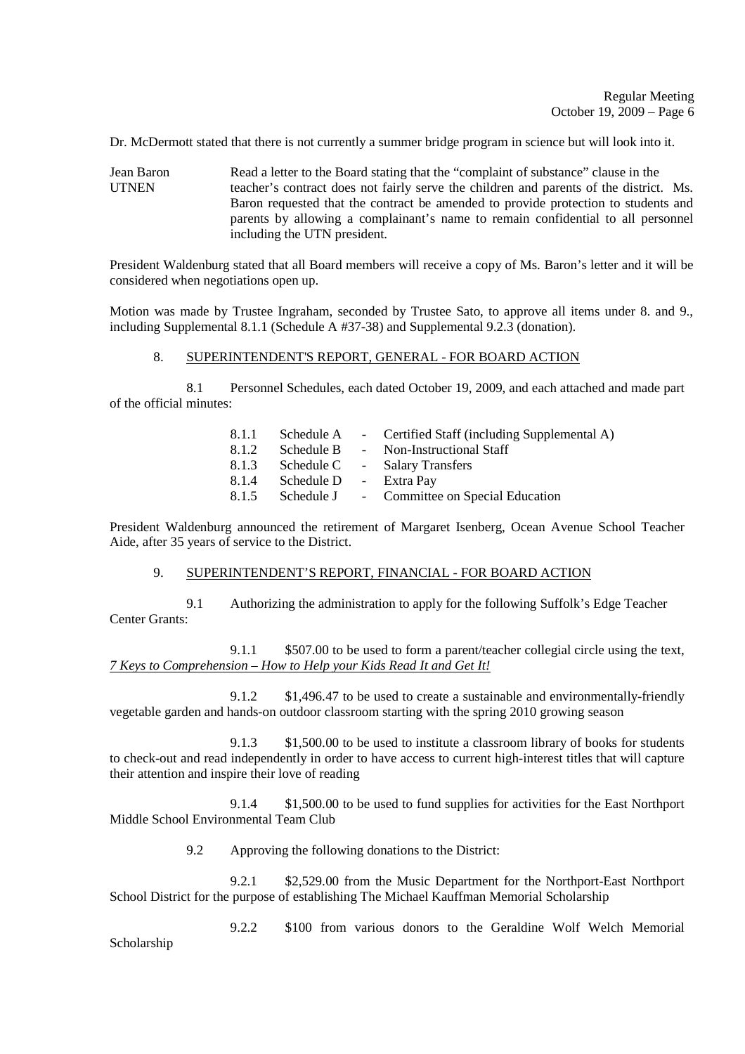Dr. McDermott stated that there is not currently a summer bridge program in science but will look into it.

Jean Baron
UTNEN

Read a letter to the Board stating that the "complaint of substance" clause in the teacher's contract does not fairly serve the children and parents of the district. Ms. Baron requested that the contract be amended to provide protection to students and parents by allowing a complainant's name to remain confidential to all personnel including the UTN president.

President Waldenburg stated that all Board members will receive a copy of Ms. Baron's letter and it will be considered when negotiations open up.

Motion was made by Trustee Ingraham, seconded by Trustee Sato, to approve all items under 8. and 9., including Supplemental 8.1.1 (Schedule A #37-38) and Supplemental 9.2.3 (donation).

8. SUPERINTENDENT'S REPORT, GENERAL - FOR BOARD ACTION

8.1 Personnel Schedules, each dated October 19, 2009, and each attached and made part of the official minutes:

| | | | |
|---|---|---|---|
| 8.1.1 | Schedule A | - | Certified Staff (including Supplemental A) |
| 8.1.2 | Schedule B | - | Non-Instructional Staff |
| 8.1.3 | Schedule C | - | Salary Transfers |
| 8.1.4 | Schedule D | - | Extra Pay |
| 8.1.5 | Schedule J | - | Committee on Special Education |

President Waldenburg announced the retirement of Margaret Isenberg, Ocean Avenue School Teacher Aide, after 35 years of service to the District.

9. SUPERINTENDENT'S REPORT, FINANCIAL - FOR BOARD ACTION

9.1 Authorizing the administration to apply for the following Suffolk's Edge Teacher Center Grants:

9.1.1 $507.00 to be used to form a parent/teacher collegial circle using the text, *7 Keys to Comprehension – How to Help your Kids Read It and Get It!*

9.1.2 $1,496.47 to be used to create a sustainable and environmentally-friendly vegetable garden and hands-on outdoor classroom starting with the spring 2010 growing season

9.1.3 $1,500.00 to be used to institute a classroom library of books for students to check-out and read independently in order to have access to current high-interest titles that will capture their attention and inspire their love of reading

9.1.4 $1,500.00 to be used to fund supplies for activities for the East Northport Middle School Environmental Team Club

9.2 Approving the following donations to the District:

9.2.1 $2,529.00 from the Music Department for the Northport-East Northport School District for the purpose of establishing The Michael Kauffman Memorial Scholarship

9.2.2 $100 from various donors to the Geraldine Wolf Welch Memorial Scholarship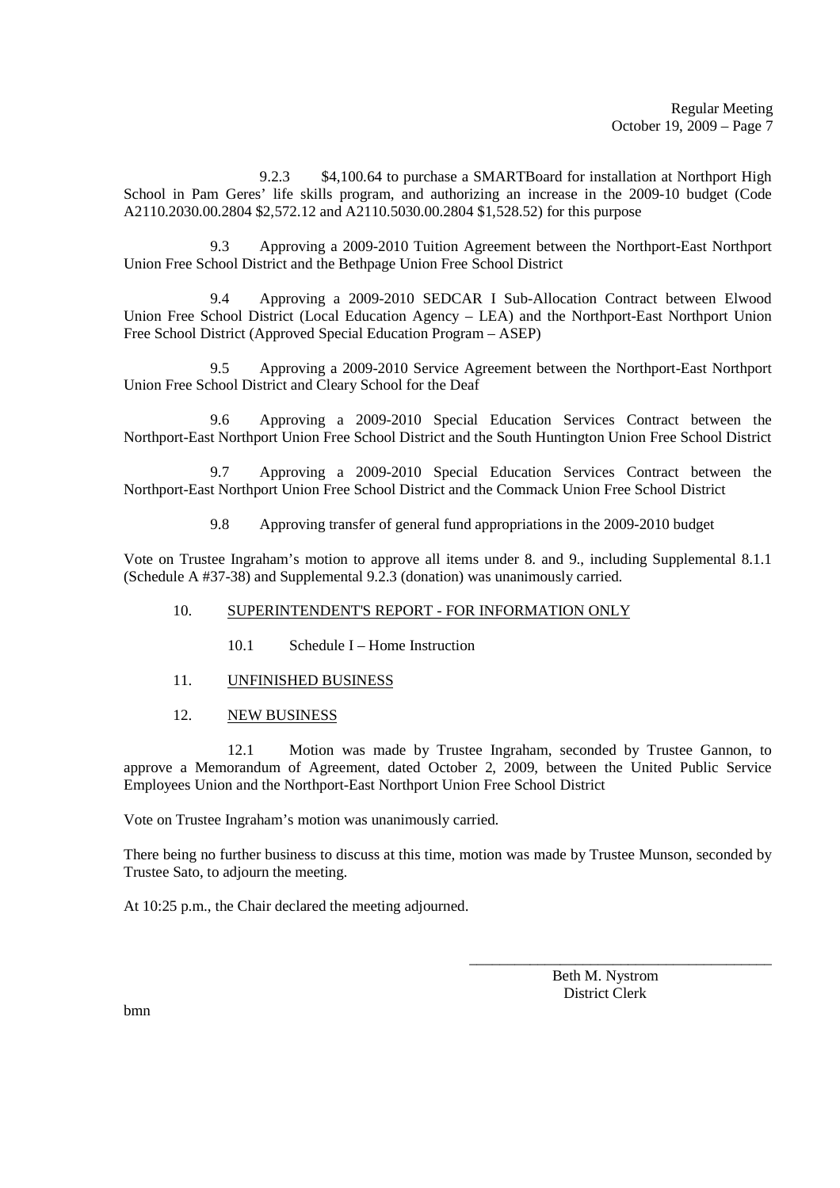9.2.3 $4,100.64 to purchase a SMARTBoard for installation at Northport High School in Pam Geres' life skills program, and authorizing an increase in the 2009-10 budget (Code A2110.2030.00.2804 $2,572.12 and A2110.5030.00.2804 $1,528.52) for this purpose

9.3 Approving a 2009-2010 Tuition Agreement between the Northport-East Northport Union Free School District and the Bethpage Union Free School District

9.4 Approving a 2009-2010 SEDCAR I Sub-Allocation Contract between Elwood Union Free School District (Local Education Agency – LEA) and the Northport-East Northport Union Free School District (Approved Special Education Program – ASEP)

9.5 Approving a 2009-2010 Service Agreement between the Northport-East Northport Union Free School District and Cleary School for the Deaf

9.6 Approving a 2009-2010 Special Education Services Contract between the Northport-East Northport Union Free School District and the South Huntington Union Free School District

9.7 Approving a 2009-2010 Special Education Services Contract between the Northport-East Northport Union Free School District and the Commack Union Free School District

9.8 Approving transfer of general fund appropriations in the 2009-2010 budget

Vote on Trustee Ingraham's motion to approve all items under 8. and 9., including Supplemental 8.1.1 (Schedule A #37-38) and Supplemental 9.2.3 (donation) was unanimously carried.

10. <u>SUPERINTENDENT'S REPORT - FOR INFORMATION ONLY</u>

10.1 Schedule I – Home Instruction

11. <u>UNFINISHED BUSINESS</u>

12. <u>NEW BUSINESS</u>

12.1 Motion was made by Trustee Ingraham, seconded by Trustee Gannon, to approve a Memorandum of Agreement, dated October 2, 2009, between the United Public Service Employees Union and the Northport-East Northport Union Free School District

Vote on Trustee Ingraham's motion was unanimously carried.

There being no further business to discuss at this time, motion was made by Trustee Munson, seconded by Trustee Sato, to adjourn the meeting.

At 10:25 p.m., the Chair declared the meeting adjourned.

\_\_\_\_\_\_\_\_\_\_\_\_\_\_\_\_\_\_\_\_\_\_\_\_\_\_\_\_\_\_\_\_\_\_\_\_\_\_\_\_

Beth M. Nystrom
District Clerk

bmn